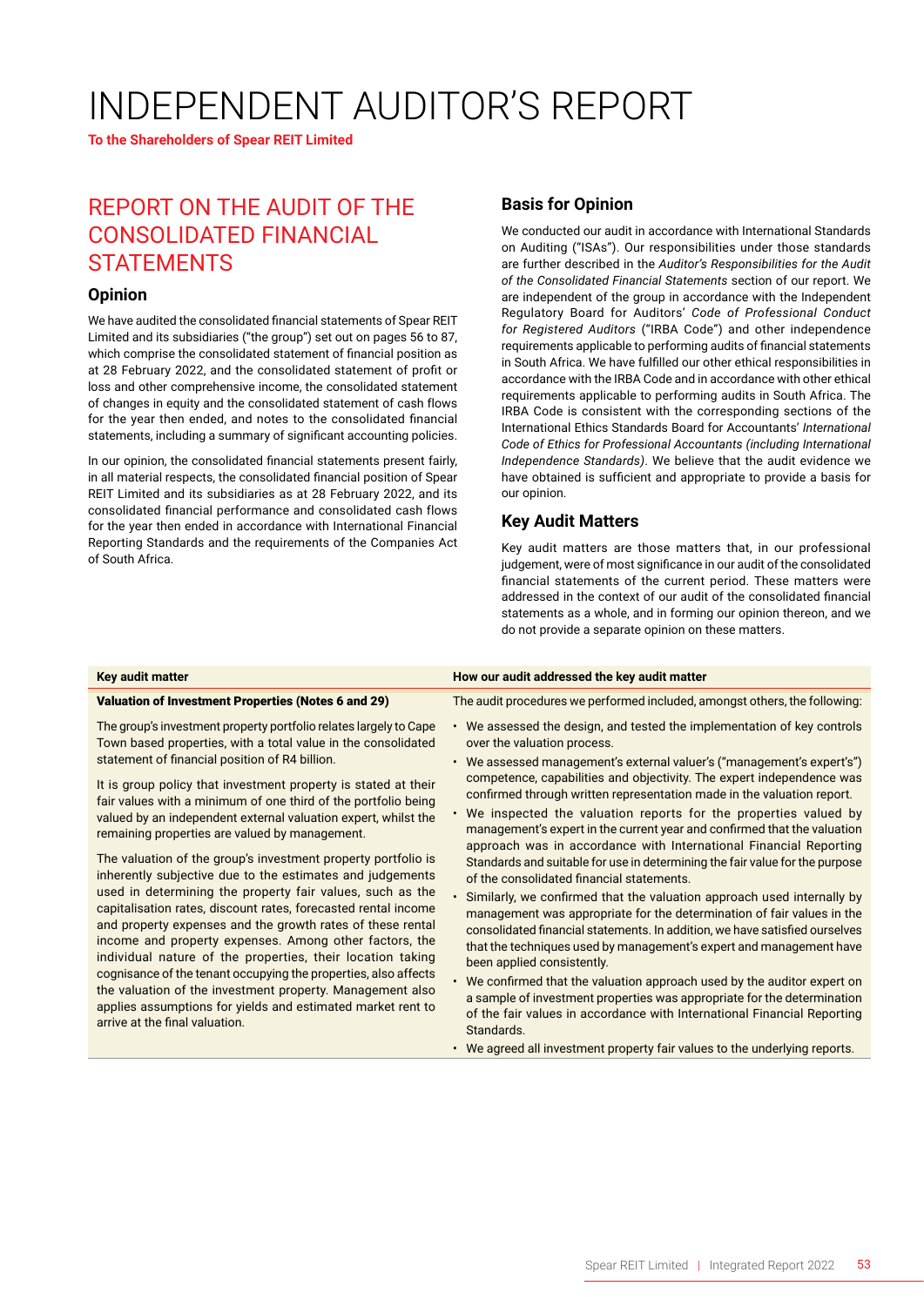# INDEPENDENT AUDITOR'S REPORT

**To the Shareholders of Spear REIT Limited**

## REPORT ON THE AUDIT OF THE CONSOLIDATED FINANCIAL STATEMENTS

### Opinion

We have audited the consolidated financial statements of Spear REIT Limited and its subsidiaries ("the group") set out on pages 56 to 87, which comprise the consolidated statement of financial position as at 28 February 2022, and the consolidated statement of profit or loss and other comprehensive income, the consolidated statement of changes in equity and the consolidated statement of cash flows for the year then ended, and notes to the consolidated financial statements, including a summary of significant accounting policies.

In our opinion, the consolidated financial statements present fairly, in all material respects, the consolidated financial position of Spear REIT Limited and its subsidiaries as at 28 February 2022, and its consolidated financial performance and consolidated cash flows for the year then ended in accordance with International Financial Reporting Standards and the requirements of the Companies Act of South Africa.

### Basis for Opinion

We conducted our audit in accordance with International Standards on Auditing ("ISAs"). Our responsibilities under those standards are further described in the *Auditor's Responsibilities for the Audit of the Consolidated Financial Statements* section of our report. We are independent of the group in accordance with the Independent Regulatory Board for Auditors' *Code of Professional Conduct for Registered Auditors* ("IRBA Code") and other independence requirements applicable to performing audits of financial statements in South Africa. We have fulfilled our other ethical responsibilities in accordance with the IRBA Code and in accordance with other ethical requirements applicable to performing audits in South Africa. The IRBA Code is consistent with the corresponding sections of the International Ethics Standards Board for Accountants' *International Code of Ethics for Professional Accountants (including International Independence Standards)*. We believe that the audit evidence we have obtained is sufficient and appropriate to provide a basis for our opinion.

### Key Audit Matters

Key audit matters are those matters that, in our professional judgement, were of most significance in our audit of the consolidated financial statements of the current period. These matters were addressed in the context of our audit of the consolidated financial statements as a whole, and in forming our opinion thereon, and we do not provide a separate opinion on these matters.

| Key audit matter | How our audit addressed the key audit matter |
|---|---|
| **Valuation of Investment Properties (Notes 6 and 29)**<br><br>The group's investment property portfolio relates largely to Cape Town based properties, with a total value in the consolidated statement of financial position of R4 billion.<br><br>It is group policy that investment property is stated at their fair values with a minimum of one third of the portfolio being valued by an independent external valuation expert, whilst the remaining properties are valued by management.<br><br>The valuation of the group's investment property portfolio is inherently subjective due to the estimates and judgements used in determining the property fair values, such as the capitalisation rates, discount rates, forecasted rental income and property expenses and the growth rates of these rental income and property expenses. Among other factors, the individual nature of the properties, their location taking cognisance of the tenant occupying the properties, also affects the valuation of the investment property. Management also applies assumptions for yields and estimated market rent to arrive at the final valuation. | The audit procedures we performed included, amongst others, the following:<br><br>• We assessed the design, and tested the implementation of key controls over the valuation process.<br>• We assessed management's external valuer's ("management's expert's") competence, capabilities and objectivity. The expert independence was confirmed through written representation made in the valuation report.<br>• We inspected the valuation reports for the properties valued by management's expert in the current year and confirmed that the valuation approach was in accordance with International Financial Reporting Standards and suitable for use in determining the fair value for the purpose of the consolidated financial statements.<br>• Similarly, we confirmed that the valuation approach used internally by management was appropriate for the determination of fair values in the consolidated financial statements. In addition, we have satisfied ourselves that the techniques used by management's expert and management have been applied consistently.<br>• We confirmed that the valuation approach used by the auditor expert on a sample of investment properties was appropriate for the determination of the fair values in accordance with International Financial Reporting Standards.<br>• We agreed all investment property fair values to the underlying reports. |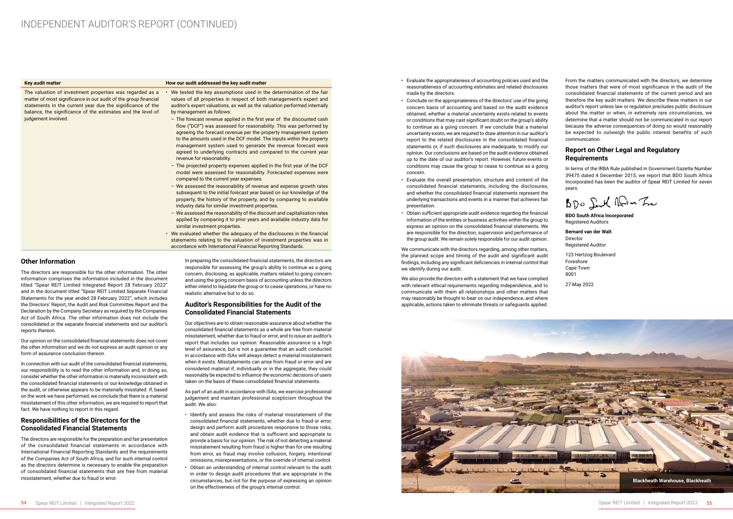# INDEPENDENT AUDITOR'S REPORT (CONTINUED)

| Key audit matter | How our audit addressed the key audit matter |
| --- | --- |
| The valuation of investment properties was regarded as a matter of most significance in our audit of the group financial statements in the current year due the significance of the balance, the significance of the estimates and the level of judgement involved. | • We tested the key assumptions used in the determination of the fair values of all properties in respect of both management's expert and auditor's expert valuations, as well as the valuation performed internally by management as follows:<br>– The forecast revenue applied in the first year of the discounted cash flow ("DCF") was assessed for reasonability. This was performed by agreeing the forecast revenue per the property management system to the amounts used in the DCF model. The inputs within the property management system used to generate the revenue forecast were agreed to underlying contracts and compared to the current year revenue for reasonability.<br>– The projected property expenses applied in the first year of the DCF model were assessed for reasonability. Forecasted expenses were compared to the current year expenses.<br>– We assessed the reasonability of revenue and expense growth rates subsequent to the initial forecast year based on our knowledge of the property, the history of the property, and by comparing to available industry data for similar investment properties.<br>– We assessed the reasonability of the discount and capitalisation rates applied by comparing it to prior years and available industry data for similar investment properties.<br>• We evaluated whether the adequacy of the disclosures in the financial statements relating to the valuation of investment properties was in accordance with International Financial Reporting Standards. |

## Other Information

The directors are responsible for the other information. The other information comprises the information included in the document titled "Spear REIT Limited Integrated Report 28 February 2022" and in the document titled "Spear REIT Limited Separate Financial Statements for the year ended 28 February 2022", which includes the Directors' Report, the Audit and Risk Committee Report and the Declaration by the Company Secretary as required by the Companies Act of South Africa. The other information does not include the consolidated or the separate financial statements and our auditor's reports thereon.

Our opinion on the consolidated financial statements does not cover the other information and we do not express an audit opinion or any form of assurance conclusion thereon.

In connection with our audit of the consolidated financial statements, our responsibility is to read the other information and, in doing so, consider whether the other information is materially inconsistent with the consolidated financial statements or our knowledge obtained in the audit, or otherwise appears to be materially misstated. If, based on the work we have performed, we conclude that there is a material misstatement of this other information, we are required to report that fact. We have nothing to report in this regard.

## Responsibilities of the Directors for the Consolidated Financial Statements

The directors are responsible for the preparation and fair presentation of the consolidated financial statements in accordance with International Financial Reporting Standards and the requirements of the Companies Act of South Africa, and for such internal control as the directors determine is necessary to enable the preparation of consolidated financial statements that are free from material misstatement, whether due to fraud or error.

In preparing the consolidated financial statements, the directors are responsible for assessing the group's ability to continue as a going concern, disclosing, as applicable, matters related to going concern and using the going concern basis of accounting unless the directors either intend to liquidate the group or to cease operations, or have no realistic alternative but to do so.

## Auditor's Responsibilities for the Audit of the Consolidated Financial Statements

Our objectives are to obtain reasonable assurance about whether the consolidated financial statements as a whole are free from material misstatement, whether due to fraud or error, and to issue an auditor's report that includes our opinion. Reasonable assurance is a high level of assurance, but is not a guarantee that an audit conducted in accordance with ISAs will always detect a material misstatement when it exists. Misstatements can arise from fraud or error and are considered material if, individually or in the aggregate, they could reasonably be expected to influence the economic decisions of users taken on the basis of these consolidated financial statements.

As part of an audit in accordance with ISAs, we exercise professional judgement and maintain professional scepticism throughout the audit. We also:

- Identify and assess the risks of material misstatement of the consolidated financial statements, whether due to fraud or error, design and perform audit procedures responsive to those risks, and obtain audit evidence that is sufficient and appropriate to provide a basis for our opinion. The risk of not detecting a material misstatement resulting from fraud is higher than for one resulting from error, as fraud may involve collusion, forgery, intentional omissions, misrepresentations, or the override of internal control.
- Obtain an understanding of internal control relevant to the audit in order to design audit procedures that are appropriate in the circumstances, but not for the purpose of expressing an opinion on the effectiveness of the group's internal control.
- Evaluate the appropriateness of accounting policies used and the reasonableness of accounting estimates and related disclosures made by the directors.
- Conclude on the appropriateness of the directors' use of the going concern basis of accounting and based on the audit evidence obtained, whether a material uncertainty exists related to events or conditions that may cast significant doubt on the group's ability to continue as a going concern. If we conclude that a material uncertainty exists, we are required to draw attention in our auditor's report to the related disclosures in the consolidated financial statements or, if such disclosures are inadequate, to modify our opinion. Our conclusions are based on the audit evidence obtained up to the date of our auditor's report. However, future events or conditions may cause the group to cease to continue as a going concern.
- Evaluate the overall presentation, structure and content of the consolidated financial statements, including the disclosures, and whether the consolidated financial statements represent the underlying transactions and events in a manner that achieves fair presentation.
- Obtain sufficient appropriate audit evidence regarding the financial information of the entities or business activities within the group to express an opinion on the consolidated financial statements. We are responsible for the direction, supervision and performance of the group audit. We remain solely responsible for our audit opinion.

We communicate with the directors regarding, among other matters, the planned scope and timing of the audit and significant audit findings, including any significant deficiencies in internal control that we identify during our audit.

We also provide the directors with a statement that we have complied with relevant ethical requirements regarding independence, and to communicate with them all relationships and other matters that may reasonably be thought to bear on our independence, and where applicable, actions taken to eliminate threats or safeguards applied.

From the matters communicated with the directors, we determine those matters that were of most significance in the audit of the consolidated financial statements of the current period and are therefore the key audit matters. We describe these matters in our auditor's report unless law or regulation precludes public disclosure about the matter or when, in extremely rare circumstances, we determine that a matter should not be communicated in our report because the adverse consequences of doing so would reasonably be expected to outweigh the public interest benefits of such communication.

## Report on Other Legal and Regulatory Requirements

In terms of the IRBA Rule published in Government Gazette Number 39475 dated 4 December 2015, we report that BDO South Africa Incorporated has been the auditor of Spear REIT Limited for seven years.

BDO South Africa Inc

**BDO South Africa Incorporated**
Registered Auditors

**Bernard van der Walt**
Director
Registered Auditor

123 Hertzog Boulevard
Foreshore
Cape Town
8001

27 May 2022

Blackheath Warehouse, Blackheath